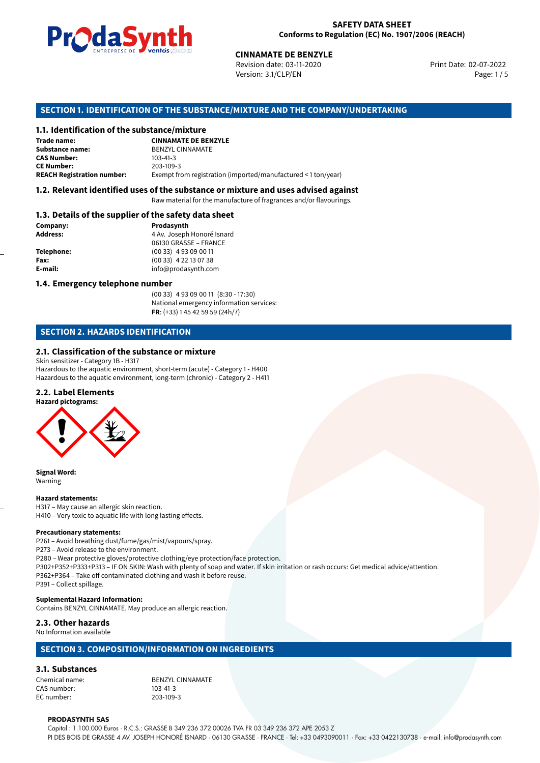**SAFETY DATA SHEET**
**Conforms to Regulation (EC) No. 1907/2006 (REACH)**

**CINNAMATE DE BENZYLE**
Revision date: 03-11-2020
Version: 3.1/CLP/EN
Print Date: 02-07-2022

## SECTION 1. IDENTIFICATION OF THE SUBSTANCE/MIXTURE AND THE COMPANY/UNDERTAKING

### 1.1. Identification of the substance/mixture

**Trade name:** **CINNAMATE DE BENZYLE**
**Substance name:** BENZYL CINNAMATE
**CAS Number:** 103-41-3
**CE Number:** 203-109-3
**REACH Registration number:** Exempt from registration (imported/manufactured < 1 ton/year)

### 1.2. Relevant identified uses of the substance or mixture and uses advised against

Raw material for the manufacture of fragrances and/or flavourings.

### 1.3. Details of the supplier of the safety data sheet

**Company:** **Prodasynth**
**Address:** 4 Av. Joseph Honoré Isnard
06130 GRASSE – FRANCE
**Telephone:** (00 33) 4 93 09 00 11
**Fax:** (00 33) 4 22 13 07 38
**E-mail:** info@prodasynth.com

### 1.4. Emergency telephone number

(00 33) 4 93 09 00 11 (8:30 - 17:30)
National emergency information services:
**FR**: (+33) 1 45 42 59 59 (24h/7)

## SECTION 2. HAZARDS IDENTIFICATION

### 2.1. Classification of the substance or mixture

Skin sensitizer - Category 1B - H317
Hazardous to the aquatic environment, short-term (acute) - Category 1 - H400
Hazardous to the aquatic environment, long-term (chronic) - Category 2 - H411

### 2.2. Label Elements

**Hazard pictograms:**

**Signal Word:**
Warning

**Hazard statements:**
H317 – May cause an allergic skin reaction.
H410 – Very toxic to aquatic life with long lasting effects.

**Precautionary statements:**
P261 – Avoid breathing dust/fume/gas/mist/vapours/spray.
P273 – Avoid release to the environment.
P280 – Wear protective gloves/protective clothing/eye protection/face protection.
P302+P352+P333+P313 – IF ON SKIN: Wash with plenty of soap and water. If skin irritation or rash occurs: Get medical advice/attention.
P362+P364 – Take off contaminated clothing and wash it before reuse.
P391 – Collect spillage.

**Suplemental Hazard Information:**
Contains BENZYL CINNAMATE. May produce an allergic reaction.

### 2.3. Other hazards

No Information available

## SECTION 3. COMPOSITION/INFORMATION ON INGREDIENTS

### 3.1. Substances

Chemical name: BENZYL CINNAMATE
CAS number: 103-41-3
EC number: 203-109-3

**PRODASYNTH SAS**
Capital : 1.100.000 Euros · R.C.S.: GRASSE B 349 236 372 00026 TVA FR 03 349 236 372 APE 2053 Z
PI DES BOIS DE GRASSE 4 AV. JOSEPH HONORÉ ISNARD · 06130 GRASSE · FRANCE · Tel: +33 0493090011 · Fax: +33 0422130738 · e-mail: info@prodasynth.com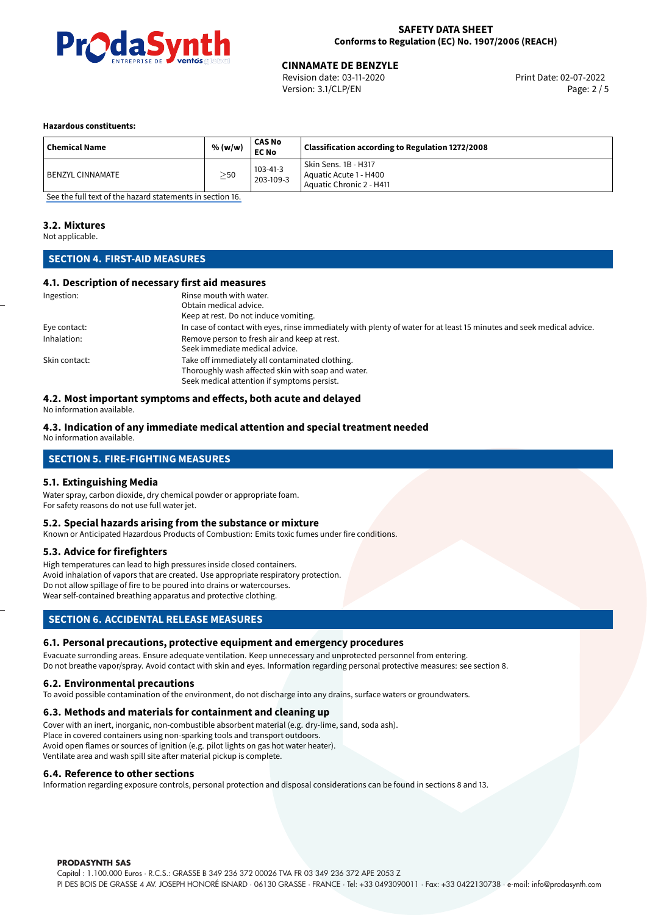**Hazardous constituents:**

| Chemical Name | % (w/w) | CAS No<br>EC No | Classification according to Regulation 1272/2008 |
|---|---|---|---|
| BENZYL CINNAMATE | $\geq$50 | 103-41-3<br>203-109-3 | Skin Sens. 1B - H317<br>Aquatic Acute 1 - H400<br>Aquatic Chronic 2 - H411 |

See the full text of the hazard statements in section 16.

### 3.2. Mixtures

Not applicable.

## SECTION 4. FIRST-AID MEASURES

### 4.1. Description of necessary first aid measures

| | |
|---|---|
| Ingestion: | Rinse mouth with water.<br>Obtain medical advice.<br>Keep at rest. Do not induce vomiting. |
| Eye contact: | In case of contact with eyes, rinse immediately with plenty of water for at least 15 minutes and seek medical advice. |
| Inhalation: | Remove person to fresh air and keep at rest.<br>Seek immediate medical advice. |
| Skin contact: | Take off immediately all contaminated clothing.<br>Thoroughly wash affected skin with soap and water.<br>Seek medical attention if symptoms persist. |

### 4.2. Most important symptoms and effects, both acute and delayed

No information available.

### 4.3. Indication of any immediate medical attention and special treatment needed

No information available.

## SECTION 5. FIRE-FIGHTING MEASURES

### 5.1. Extinguishing Media

Water spray, carbon dioxide, dry chemical powder or appropriate foam.
For safety reasons do not use full water jet.

### 5.2. Special hazards arising from the substance or mixture

Known or Anticipated Hazardous Products of Combustion: Emits toxic fumes under fire conditions.

### 5.3. Advice for firefighters

High temperatures can lead to high pressures inside closed containers.
Avoid inhalation of vapors that are created. Use appropriate respiratory protection.
Do not allow spillage of fire to be poured into drains or watercourses.
Wear self-contained breathing apparatus and protective clothing.

## SECTION 6. ACCIDENTAL RELEASE MEASURES

### 6.1. Personal precautions, protective equipment and emergency procedures

Evacuate surronding areas. Ensure adequate ventilation. Keep unnecessary and unprotected personnel from entering.
Do not breathe vapor/spray. Avoid contact with skin and eyes. Information regarding personal protective measures: see section 8.

### 6.2. Environmental precautions

To avoid possible contamination of the environment, do not discharge into any drains, surface waters or groundwaters.

### 6.3. Methods and materials for containment and cleaning up

Cover with an inert, inorganic, non-combustible absorbent material (e.g. dry-lime, sand, soda ash).
Place in covered containers using non-sparking tools and transport outdoors.
Avoid open flames or sources of ignition (e.g. pilot lights on gas hot water heater).
Ventilate area and wash spill site after material pickup is complete.

### 6.4. Reference to other sections

Information regarding exposure controls, personal protection and disposal considerations can be found in sections 8 and 13.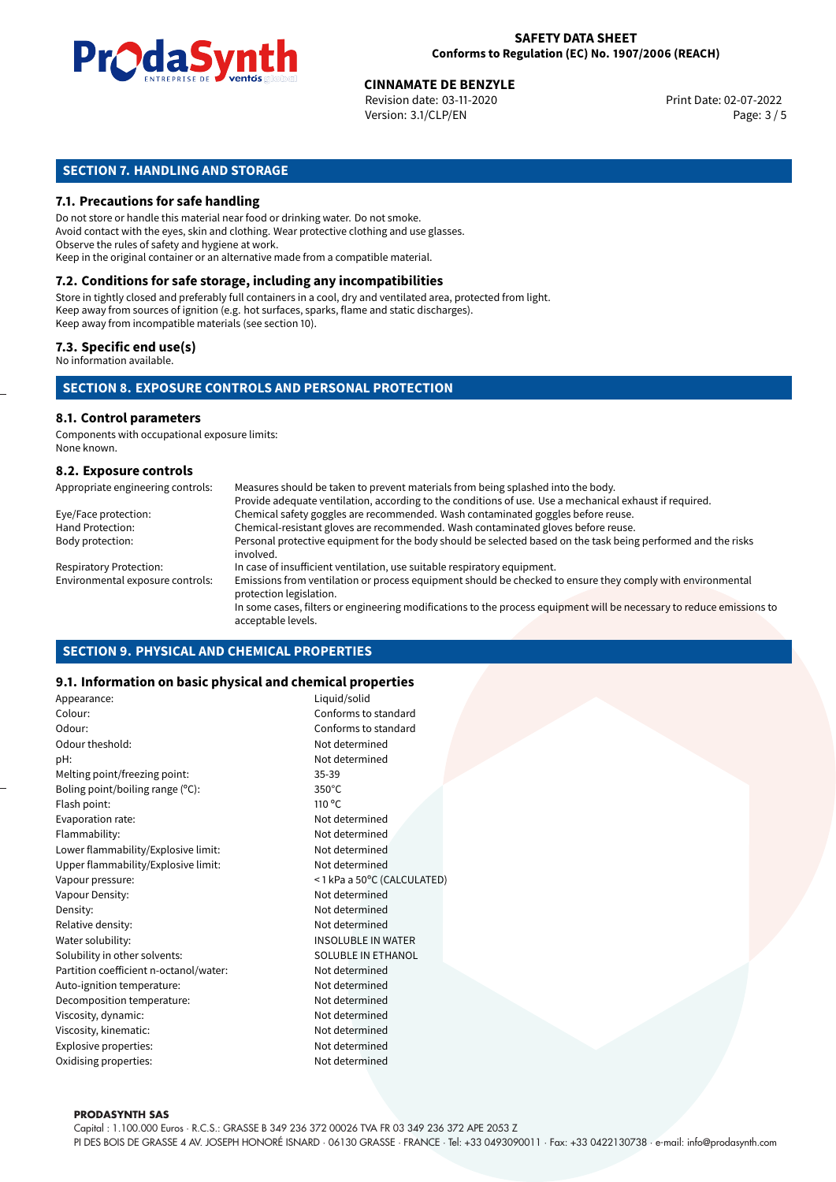## SECTION 7. HANDLING AND STORAGE

### 7.1. Precautions for safe handling

Do not store or handle this material near food or drinking water. Do not smoke.
Avoid contact with the eyes, skin and clothing. Wear protective clothing and use glasses.
Observe the rules of safety and hygiene at work.
Keep in the original container or an alternative made from a compatible material.

### 7.2. Conditions for safe storage, including any incompatibilities

Store in tightly closed and preferably full containers in a cool, dry and ventilated area, protected from light.
Keep away from sources of ignition (e.g. hot surfaces, sparks, flame and static discharges).
Keep away from incompatible materials (see section 10).

### 7.3. Specific end use(s)

No information available.

## SECTION 8. EXPOSURE CONTROLS AND PERSONAL PROTECTION

### 8.1. Control parameters

Components with occupational exposure limits:
None known.

### 8.2. Exposure controls

| | |
|---|---|
| Appropriate engineering controls: | Measures should be taken to prevent materials from being splashed into the body. Provide adequate ventilation, according to the conditions of use. Use a mechanical exhaust if required. |
| Eye/Face protection: | Chemical safety goggles are recommended. Wash contaminated goggles before reuse. |
| Hand Protection: | Chemical-resistant gloves are recommended. Wash contaminated gloves before reuse. |
| Body protection: | Personal protective equipment for the body should be selected based on the task being performed and the risks involved. |
| Respiratory Protection: | In case of insufficient ventilation, use suitable respiratory equipment. |
| Environmental exposure controls: | Emissions from ventilation or process equipment should be checked to ensure they comply with environmental protection legislation. In some cases, filters or engineering modifications to the process equipment will be necessary to reduce emissions to acceptable levels. |

## SECTION 9. PHYSICAL AND CHEMICAL PROPERTIES

### 9.1. Information on basic physical and chemical properties

| | |
|---|---|
| Appearance: | Liquid/solid |
| Colour: | Conforms to standard |
| Odour: | Conforms to standard |
| Odour theshold: | Not determined |
| pH: | Not determined |
| Melting point/freezing point: | 35-39 |
| Boling point/boiling range (°C): | 350°C |
| Flash point: | 110 °C |
| Evaporation rate: | Not determined |
| Flammability: | Not determined |
| Lower flammability/Explosive limit: | Not determined |
| Upper flammability/Explosive limit: | Not determined |
| Vapour pressure: | <1 kPa a 50°C (CALCULATED) |
| Vapour Density: | Not determined |
| Density: | Not determined |
| Relative density: | Not determined |
| Water solubility: | INSOLUBLE IN WATER |
| Solubility in other solvents: | SOLUBLE IN ETHANOL |
| Partition coefficient n-octanol/water: | Not determined |
| Auto-ignition temperature: | Not determined |
| Decomposition temperature: | Not determined |
| Viscosity, dynamic: | Not determined |
| Viscosity, kinematic: | Not determined |
| Explosive properties: | Not determined |
| Oxidising properties: | Not determined |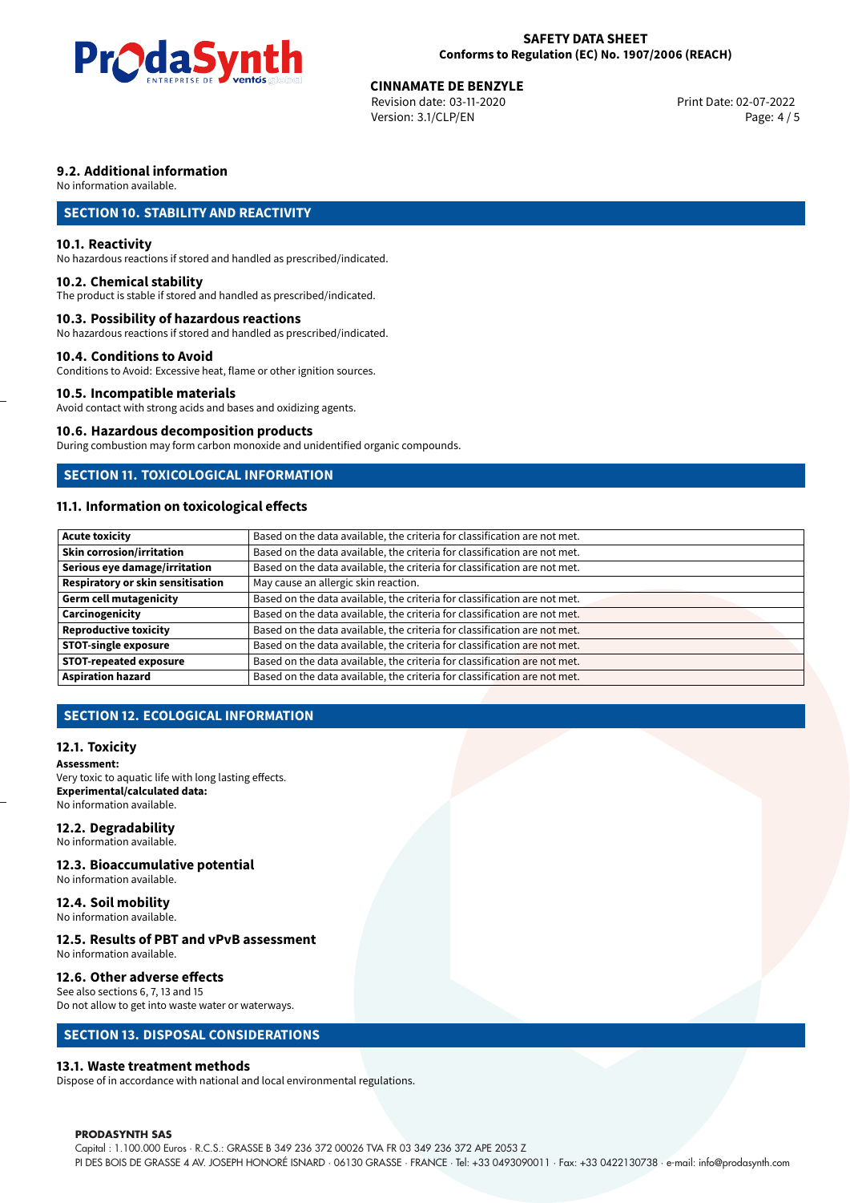### 9.2. Additional information

No information available.

## SECTION 10. STABILITY AND REACTIVITY

### 10.1. Reactivity

No hazardous reactions if stored and handled as prescribed/indicated.

### 10.2. Chemical stability

The product is stable if stored and handled as prescribed/indicated.

### 10.3. Possibility of hazardous reactions

No hazardous reactions if stored and handled as prescribed/indicated.

### 10.4. Conditions to Avoid

Conditions to Avoid: Excessive heat, flame or other ignition sources.

### 10.5. Incompatible materials

Avoid contact with strong acids and bases and oxidizing agents.

### 10.6. Hazardous decomposition products

During combustion may form carbon monoxide and unidentified organic compounds.

## SECTION 11. TOXICOLOGICAL INFORMATION

### 11.1. Information on toxicological effects

| | |
|---|---|
| **Acute toxicity** | Based on the data available, the criteria for classification are not met. |
| **Skin corrosion/irritation** | Based on the data available, the criteria for classification are not met. |
| **Serious eye damage/irritation** | Based on the data available, the criteria for classification are not met. |
| **Respiratory or skin sensitisation** | May cause an allergic skin reaction. |
| **Germ cell mutagenicity** | Based on the data available, the criteria for classification are not met. |
| **Carcinogenicity** | Based on the data available, the criteria for classification are not met. |
| **Reproductive toxicity** | Based on the data available, the criteria for classification are not met. |
| **STOT-single exposure** | Based on the data available, the criteria for classification are not met. |
| **STOT-repeated exposure** | Based on the data available, the criteria for classification are not met. |
| **Aspiration hazard** | Based on the data available, the criteria for classification are not met. |

## SECTION 12. ECOLOGICAL INFORMATION

### 12.1. Toxicity

**Assessment:**
Very toxic to aquatic life with long lasting effects.
**Experimental/calculated data:**
No information available.

### 12.2. Degradability

No information available.

### 12.3. Bioaccumulative potential

No information available.

### 12.4. Soil mobility

No information available.

### 12.5. Results of PBT and vPvB assessment

No information available.

### 12.6. Other adverse effects

See also sections 6, 7, 13 and 15
Do not allow to get into waste water or waterways.

## SECTION 13. DISPOSAL CONSIDERATIONS

### 13.1. Waste treatment methods

Dispose of in accordance with national and local environmental regulations.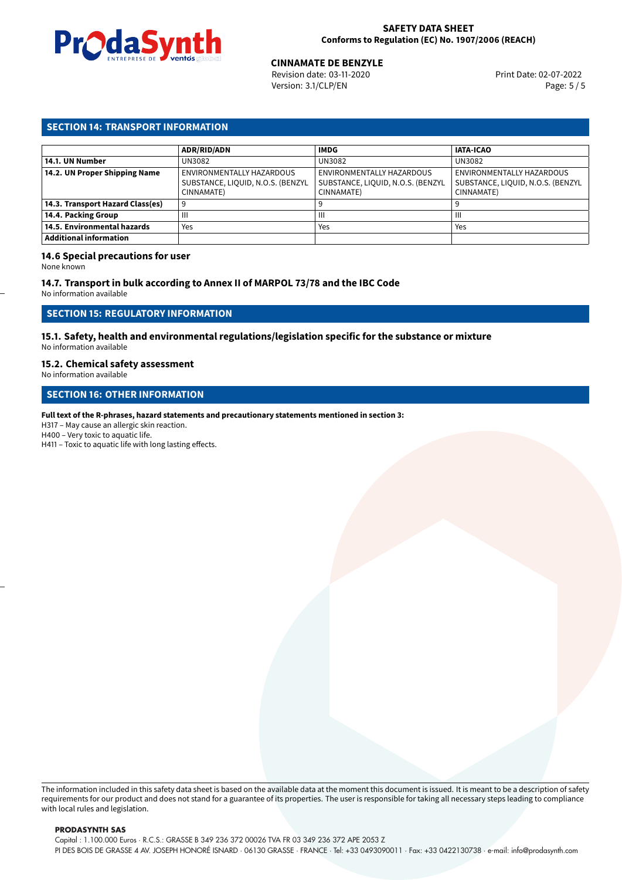## SECTION 14: TRANSPORT INFORMATION

| | ADR/RID/ADN | IMDG | IATA-ICAO |
|---|---|---|---|
| 14.1. UN Number | UN3082 | UN3082 | UN3082 |
| 14.2. UN Proper Shipping Name | ENVIRONMENTALLY HAZARDOUS SUBSTANCE, LIQUID, N.O.S. (BENZYL CINNAMATE) | ENVIRONMENTALLY HAZARDOUS SUBSTANCE, LIQUID, N.O.S. (BENZYL CINNAMATE) | ENVIRONMENTALLY HAZARDOUS SUBSTANCE, LIQUID, N.O.S. (BENZYL CINNAMATE) |
| 14.3. Transport Hazard Class(es) | 9 | 9 | 9 |
| 14.4. Packing Group | III | III | III |
| 14.5. Environmental hazards | Yes | Yes | Yes |
| Additional information | | | |

### 14.6 Special precautions for user

None known

### 14.7. Transport in bulk according to Annex II of MARPOL 73/78 and the IBC Code

No information available

## SECTION 15: REGULATORY INFORMATION

### 15.1. Safety, health and environmental regulations/legislation specific for the substance or mixture

No information available

### 15.2. Chemical safety assessment

No information available

## SECTION 16: OTHER INFORMATION

**Full text of the R-phrases, hazard statements and precautionary statements mentioned in section 3:**

H317 – May cause an allergic skin reaction.
H400 – Very toxic to aquatic life.
H411 – Toxic to aquatic life with long lasting effects.

The information included in this safety data sheet is based on the available data at the moment this document is issued. It is meant to be a description of safety requirements for our product and does not stand for a guarantee of its properties. The user is responsible for taking all necessary steps leading to compliance with local rules and legislation.

**PRODASYNTH SAS**

Capital : 1.100.000 Euros · R.C.S.: GRASSE B 349 236 372 00026 TVA FR 03 349 236 372 APE 2053 Z
PI DES BOIS DE GRASSE 4 AV. JOSEPH HONORÉ ISNARD · 06130 GRASSE · FRANCE · Tel: +33 0493090011 · Fax: +33 0422130738 · e-mail: info@prodasynth.com